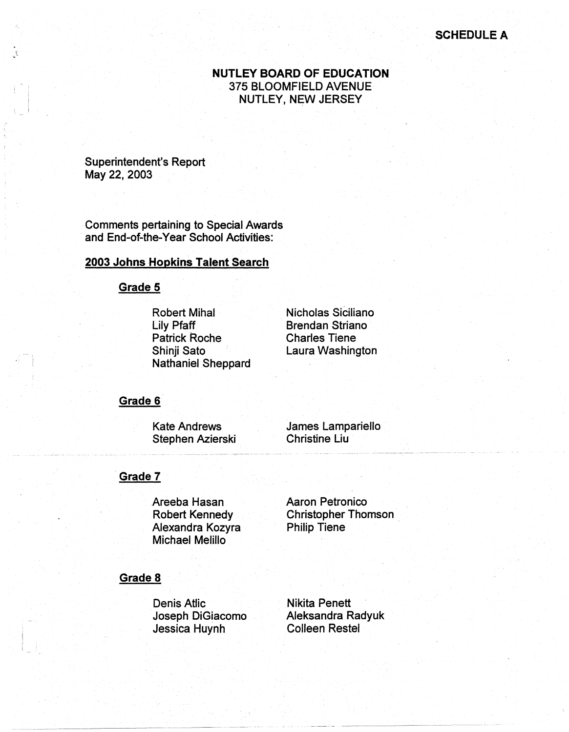**SCHEDULE A**

# NUTLEY BOARD OF EDUCATION

375 BLOOMFIELD AVENUE
NUTLEY, NEW JERSEY

Superintendent's Report
May 22, 2003

Comments pertaining to Special Awards and End-of-the-Year School Activities:

## 2003 Johns Hopkins Talent Search

### Grade 5

- Robert Mihal
- Lily Pfaff
- Patrick Roche
- Shinji Sato
- Nathaniel Sheppard
- Nicholas Siciliano
- Brendan Striano
- Charles Tiene
- Laura Washington

### Grade 6

- Kate Andrews
- Stephen Azierski
- James Lampariello
- Christine Liu

### Grade 7

- Areeba Hasan
- Robert Kennedy
- Alexandra Kozyra
- Michael Melillo
- Aaron Petronico
- Christopher Thomson
- Philip Tiene

### Grade 8

- Denis Atlic
- Joseph DiGiacomo
- Jessica Huynh
- Nikita Penett
- Aleksandra Radyuk
- Colleen Restel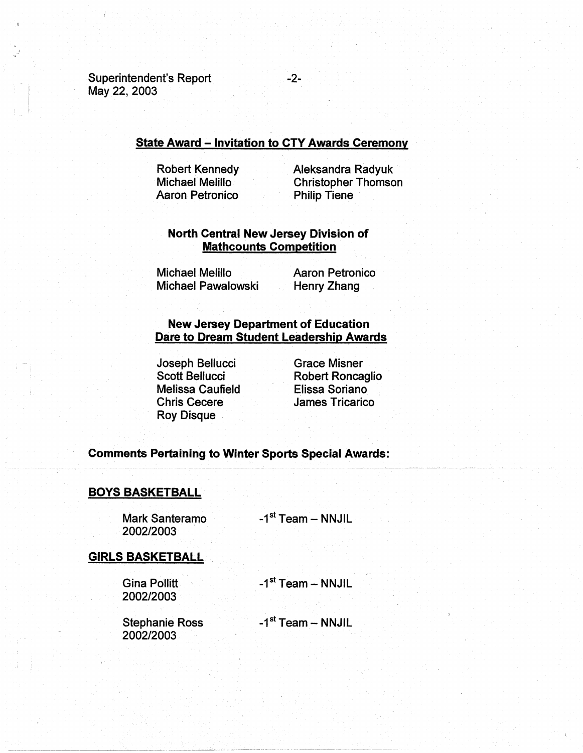## State Award – Invitation to CTY Awards Ceremony

Robert Kennedy
Michael Melillo
Aaron Petronico
Aleksandra Radyuk
Christopher Thomson
Philip Tiene

## North Central New Jersey Division of Mathcounts Competition

Michael Melillo
Michael Pawalowski
Aaron Petronico
Henry Zhang

## New Jersey Department of Education Dare to Dream Student Leadership Awards

Joseph Bellucci
Scott Bellucci
Melissa Caufield
Chris Cecere
Roy Disque
Grace Misner
Robert Roncaglio
Elissa Soriano
James Tricarico

**Comments Pertaining to Winter Sports Special Awards:**

### BOYS BASKETBALL

Mark Santeramo 2002/2003 -1st Team – NNJIL

### GIRLS BASKETBALL

Gina Pollitt 2002/2003 -1st Team – NNJIL

Stephanie Ross 2002/2003 -1st Team – NNJIL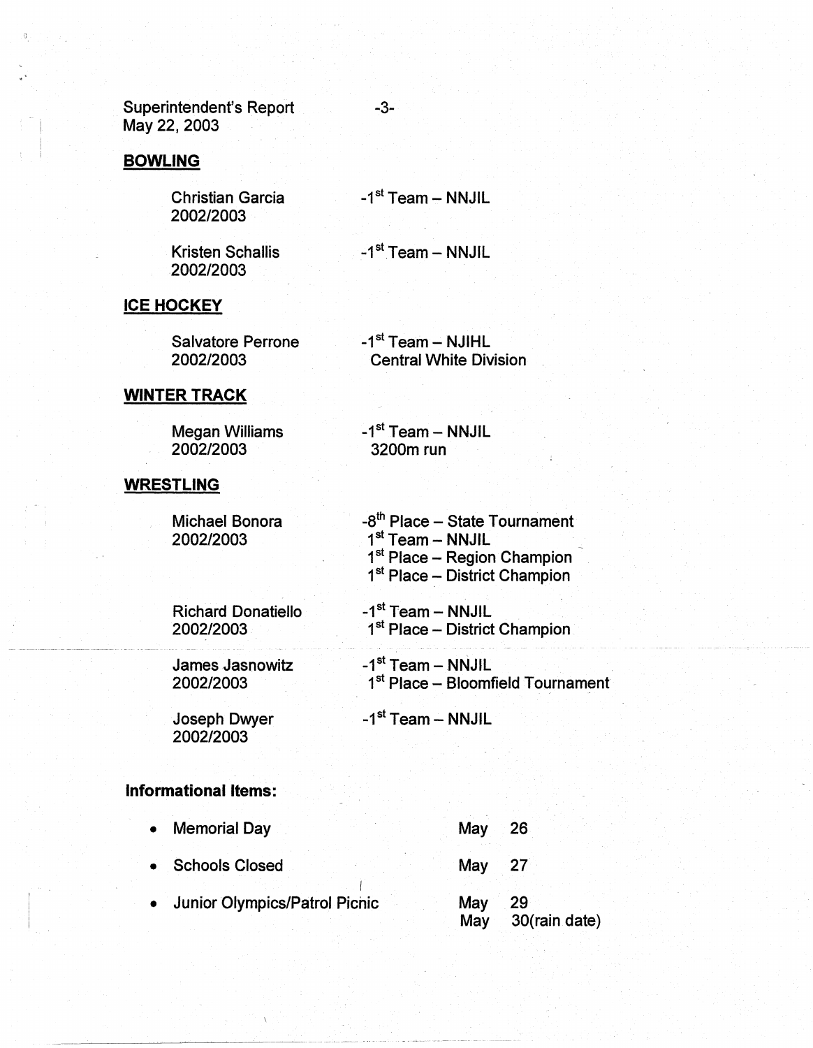Superintendent's Report
May 22, 2003

## BOWLING

| | |
|---|---|
| Christian Garcia<br>2002/2003 | -1st Team – NNJIL |
| Kristen Schallis<br>2002/2003 | -1st Team – NNJIL |

## ICE HOCKEY

| | |
|---|---|
| Salvatore Perrone<br>2002/2003 | -1st Team – NJIHL<br>Central White Division |

## WINTER TRACK

| | |
|---|---|
| Megan Williams<br>2002/2003 | -1st Team – NNJIL<br>3200m run |

## WRESTLING

| | |
|---|---|
| Michael Bonora<br>2002/2003 | -8th Place – State Tournament<br>1st Team – NNJIL<br>1st Place – Region Champion<br>1st Place – District Champion |
| Richard Donatiello<br>2002/2003 | -1st Team – NNJIL<br>1st Place – District Champion |
| James Jasnowitz<br>2002/2003 | -1st Team – NNJIL<br>1st Place – Bloomfield Tournament |
| Joseph Dwyer<br>2002/2003 | -1st Team – NNJIL |

**Informational Items:**

| | |
|---|---|
| • Memorial Day | May 26 |
| • Schools Closed | May 27 |
| • Junior Olympics/Patrol Picnic | May 29<br>May 30(rain date) |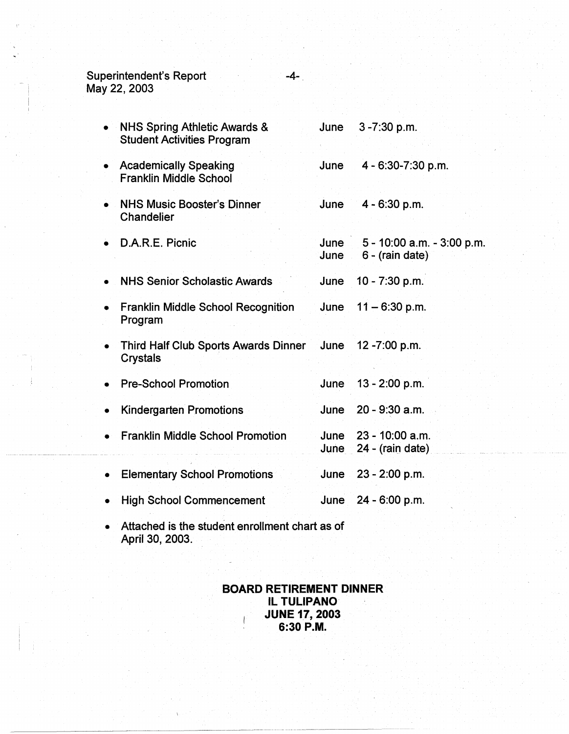- NHS Spring Athletic Awards & Student Activities Program — June 3 -7:30 p.m.
- Academically Speaking Franklin Middle School — June 4 - 6:30-7:30 p.m.
- NHS Music Booster's Dinner Chandelier — June 4 - 6:30 p.m.
- D.A.R.E. Picnic — June 5 - 10:00 a.m. - 3:00 p.m.; June 6 - (rain date)
- NHS Senior Scholastic Awards — June 10 - 7:30 p.m.
- Franklin Middle School Recognition Program — June 11 – 6:30 p.m.
- Third Half Club Sports Awards Dinner Crystals — June 12 -7:00 p.m.
- Pre-School Promotion — June 13 - 2:00 p.m.
- Kindergarten Promotions — June 20 - 9:30 a.m.
- Franklin Middle School Promotion — June 23 - 10:00 a.m.; June 24 - (rain date)
- Elementary School Promotions — June 23 - 2:00 p.m.
- High School Commencement — June 24 - 6:00 p.m.
- Attached is the student enrollment chart as of April 30, 2003.

**BOARD RETIREMENT DINNER**
**IL TULIPANO**
**JUNE 17, 2003**
**6:30 P.M.**